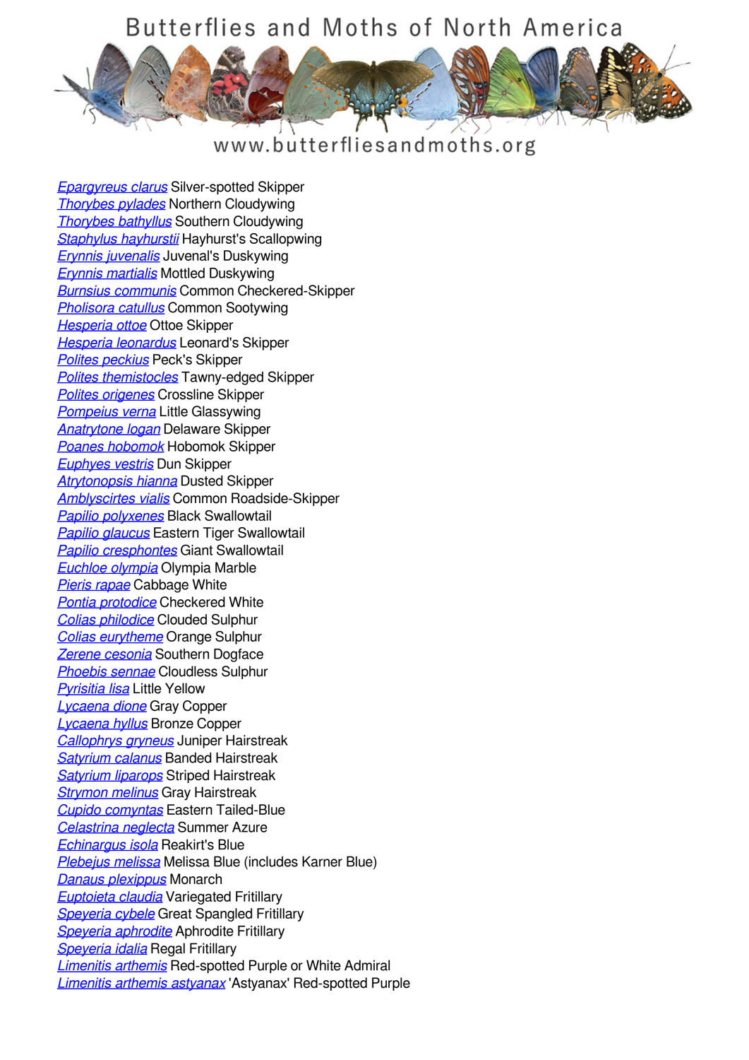# Butterflies and Moths of North America

www.butterfliesandmoths.org

*Epargyreus clarus* Silver-spotted Skipper
*Thorybes pylades* Northern Cloudywing
*Thorybes bathyllus* Southern Cloudywing
*Staphylus hayhurstii* Hayhurst's Scallopwing
*Erynnis juvenalis* Juvenal's Duskywing
*Erynnis martialis* Mottled Duskywing
*Burnsius communis* Common Checkered-Skipper
*Pholisora catullus* Common Sootywing
*Hesperia ottoe* Ottoe Skipper
*Hesperia leonardus* Leonard's Skipper
*Polites peckius* Peck's Skipper
*Polites themistocles* Tawny-edged Skipper
*Polites origenes* Crossline Skipper
*Pompeius verna* Little Glassywing
*Anatrytone logan* Delaware Skipper
*Poanes hobomok* Hobomok Skipper
*Euphyes vestris* Dun Skipper
*Atrytonopsis hianna* Dusted Skipper
*Amblyscirtes vialis* Common Roadside-Skipper
*Papilio polyxenes* Black Swallowtail
*Papilio glaucus* Eastern Tiger Swallowtail
*Papilio cresphontes* Giant Swallowtail
*Euchloe olympia* Olympia Marble
*Pieris rapae* Cabbage White
*Pontia protodice* Checkered White
*Colias philodice* Clouded Sulphur
*Colias eurytheme* Orange Sulphur
*Zerene cesonia* Southern Dogface
*Phoebis sennae* Cloudless Sulphur
*Pyrisitia lisa* Little Yellow
*Lycaena dione* Gray Copper
*Lycaena hyllus* Bronze Copper
*Callophrys gryneus* Juniper Hairstreak
*Satyrium calanus* Banded Hairstreak
*Satyrium liparops* Striped Hairstreak
*Strymon melinus* Gray Hairstreak
*Cupido comyntas* Eastern Tailed-Blue
*Celastrina neglecta* Summer Azure
*Echinargus isola* Reakirt's Blue
*Plebejus melissa* Melissa Blue (includes Karner Blue)
*Danaus plexippus* Monarch
*Euptoieta claudia* Variegated Fritillary
*Speyeria cybele* Great Spangled Fritillary
*Speyeria aphrodite* Aphrodite Fritillary
*Speyeria idalia* Regal Fritillary
*Limenitis arthemis* Red-spotted Purple or White Admiral
*Limenitis arthemis astyanax* 'Astyanax' Red-spotted Purple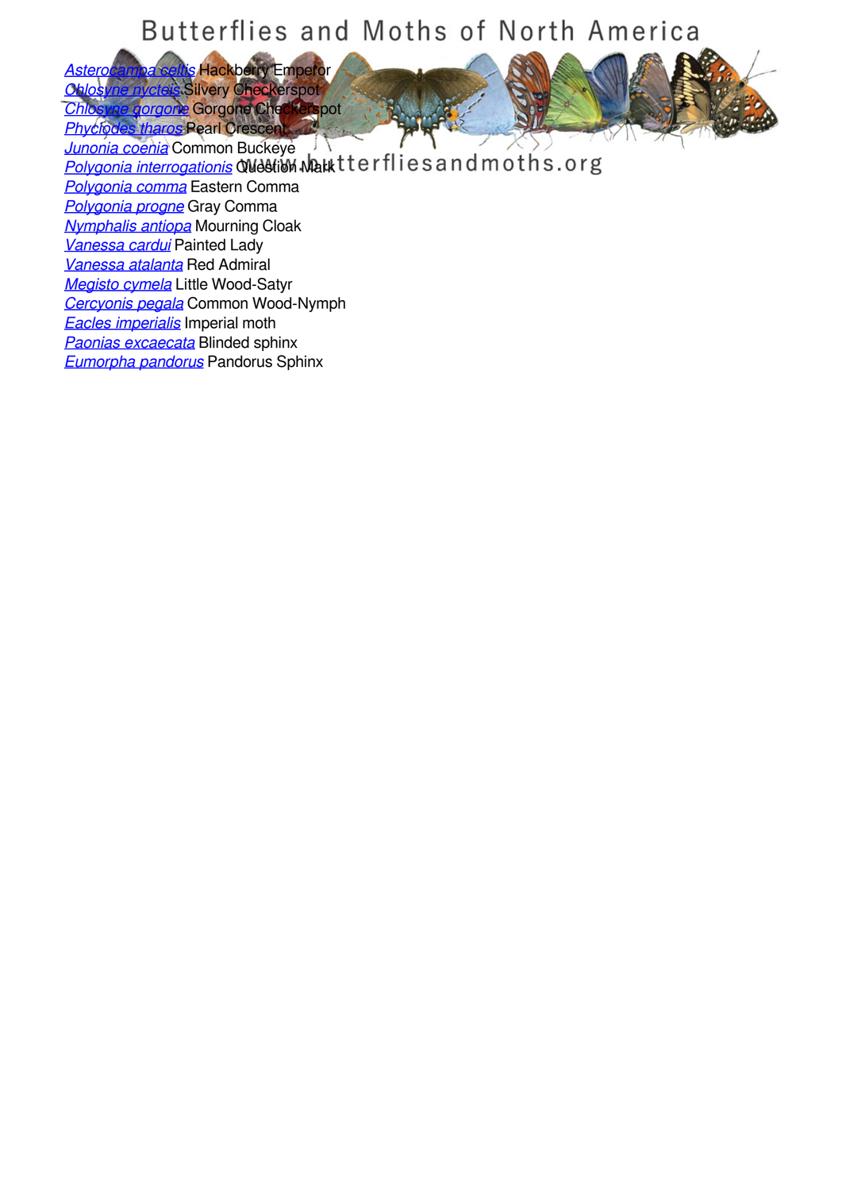*Asterocampa celtis* Hackberry Emperor
*Chlosyne nycteis* Silvery Checkerspot
*Chlosyne gorgone* Gorgone Checkerspot
*Phyciodes tharos* Pearl Crescent
*Junonia coenia* Common Buckeye
*Polygonia interrogationis* Question Mark
*Polygonia comma* Eastern Comma
*Polygonia progne* Gray Comma
*Nymphalis antiopa* Mourning Cloak
*Vanessa cardui* Painted Lady
*Vanessa atalanta* Red Admiral
*Megisto cymela* Little Wood-Satyr
*Cercyonis pegala* Common Wood-Nymph
*Eacles imperialis* Imperial moth
*Paonias excaecata* Blinded sphinx
*Eumorpha pandorus* Pandorus Sphinx